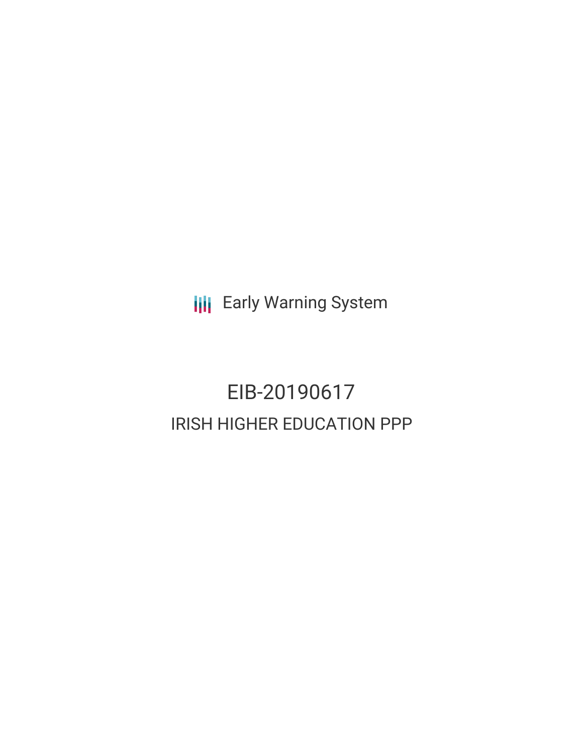Early Warning System

# EIB-20190617

## IRISH HIGHER EDUCATION PPP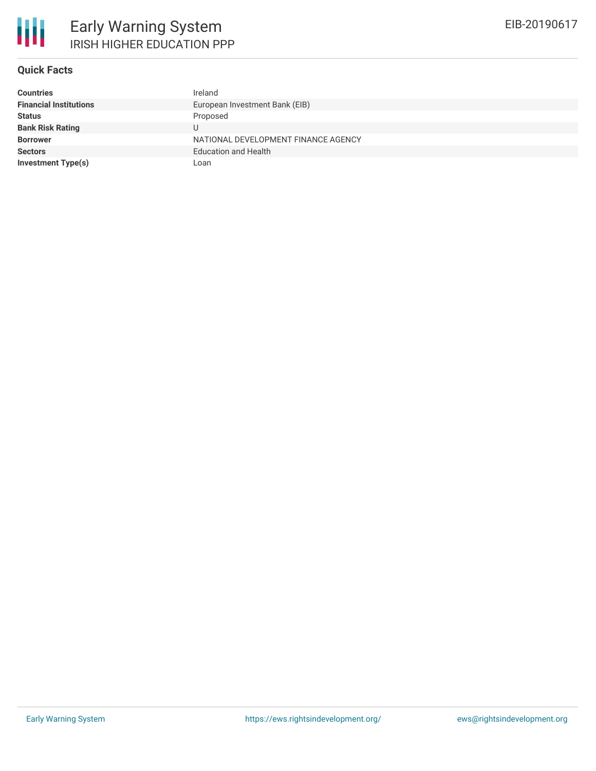# Early Warning System

## IRISH HIGHER EDUCATION PPP

EIB-20190617

### Quick Facts

| | |
|---|---|
| **Countries** | Ireland |
| **Financial Institutions** | European Investment Bank (EIB) |
| **Status** | Proposed |
| **Bank Risk Rating** | U |
| **Borrower** | NATIONAL DEVELOPMENT FINANCE AGENCY |
| **Sectors** | Education and Health |
| **Investment Type(s)** | Loan |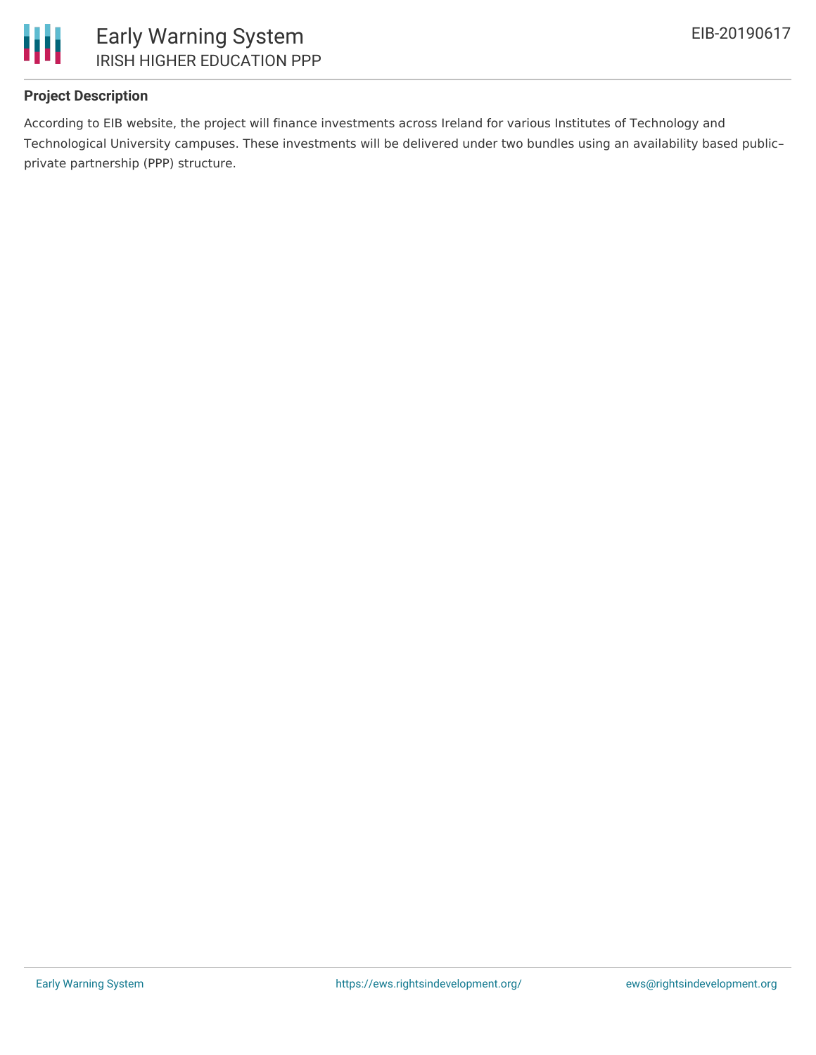## Project Description

According to EIB website, the project will finance investments across Ireland for various Institutes of Technology and Technological University campuses. These investments will be delivered under two bundles using an availability based public–private partnership (PPP) structure.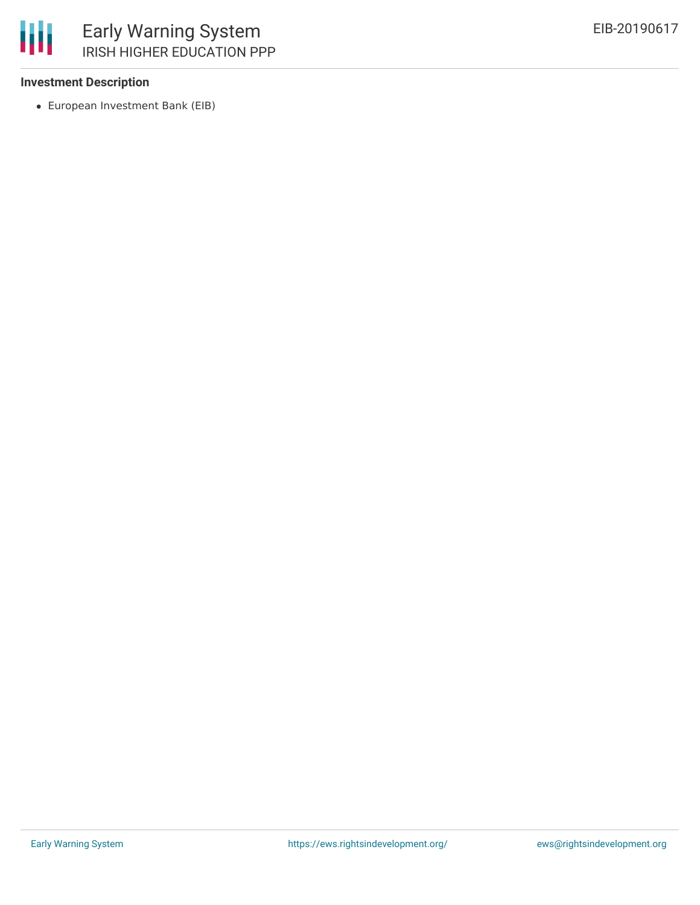### Investment Description

- European Investment Bank (EIB)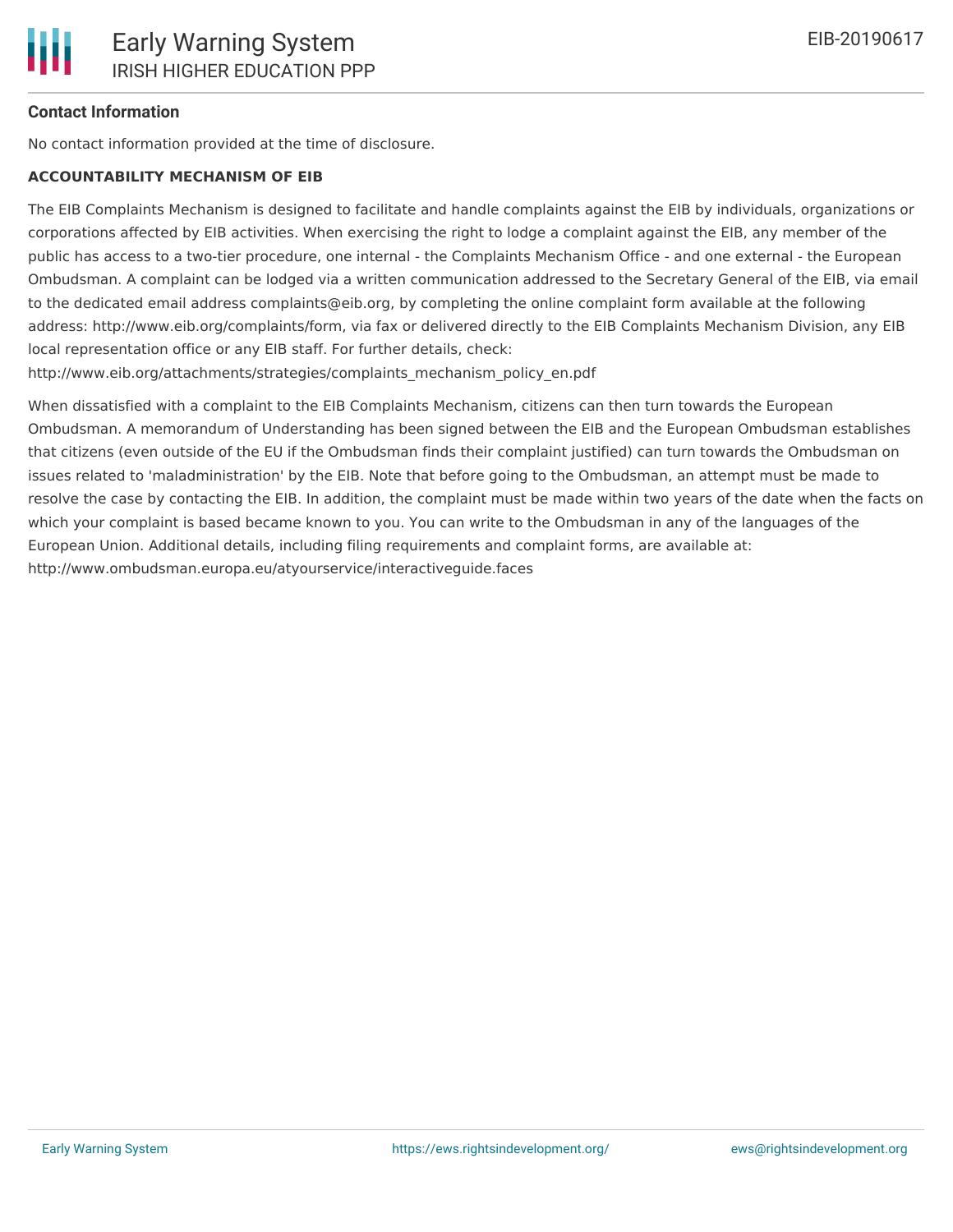**Contact Information**

No contact information provided at the time of disclosure.

**ACCOUNTABILITY MECHANISM OF EIB**

The EIB Complaints Mechanism is designed to facilitate and handle complaints against the EIB by individuals, organizations or corporations affected by EIB activities. When exercising the right to lodge a complaint against the EIB, any member of the public has access to a two-tier procedure, one internal - the Complaints Mechanism Office - and one external - the European Ombudsman. A complaint can be lodged via a written communication addressed to the Secretary General of the EIB, via email to the dedicated email address complaints@eib.org, by completing the online complaint form available at the following address: http://www.eib.org/complaints/form, via fax or delivered directly to the EIB Complaints Mechanism Division, any EIB local representation office or any EIB staff. For further details, check: http://www.eib.org/attachments/strategies/complaints_mechanism_policy_en.pdf

When dissatisfied with a complaint to the EIB Complaints Mechanism, citizens can then turn towards the European Ombudsman. A memorandum of Understanding has been signed between the EIB and the European Ombudsman establishes that citizens (even outside of the EU if the Ombudsman finds their complaint justified) can turn towards the Ombudsman on issues related to 'maladministration' by the EIB. Note that before going to the Ombudsman, an attempt must be made to resolve the case by contacting the EIB. In addition, the complaint must be made within two years of the date when the facts on which your complaint is based became known to you. You can write to the Ombudsman in any of the languages of the European Union. Additional details, including filing requirements and complaint forms, are available at: http://www.ombudsman.europa.eu/atyourservice/interactiveguide.faces